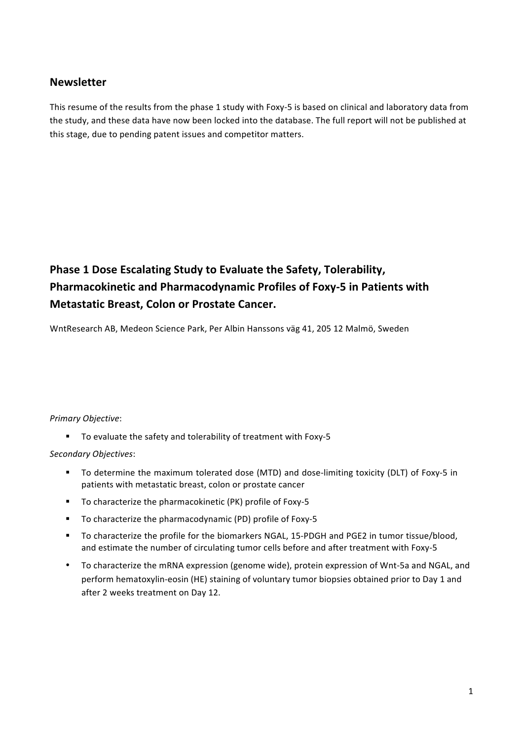## Newsletter

This resume of the results from the phase 1 study with Foxy-5 is based on clinical and laboratory data from the study, and these data have now been locked into the database. The full report will not be published at this stage, due to pending patent issues and competitor matters.

# Phase 1 Dose Escalating Study to Evaluate the Safety, Tolerability, Pharmacokinetic and Pharmacodynamic Profiles of Foxy-5 in Patients with Metastatic Breast, Colon or Prostate Cancer.

WntResearch AB, Medeon Science Park, Per Albin Hanssons väg 41, 205 12 Malmö, Sweden

*Primary Objective*:

- To evaluate the safety and tolerability of treatment with Foxy-5

*Secondary Objectives*:

- To determine the maximum tolerated dose (MTD) and dose-limiting toxicity (DLT) of Foxy-5 in patients with metastatic breast, colon or prostate cancer
- To characterize the pharmacokinetic (PK) profile of Foxy-5
- To characterize the pharmacodynamic (PD) profile of Foxy-5
- To characterize the profile for the biomarkers NGAL, 15-PDGH and PGE2 in tumor tissue/blood, and estimate the number of circulating tumor cells before and after treatment with Foxy-5
- To characterize the mRNA expression (genome wide), protein expression of Wnt-5a and NGAL, and perform hematoxylin-eosin (HE) staining of voluntary tumor biopsies obtained prior to Day 1 and after 2 weeks treatment on Day 12.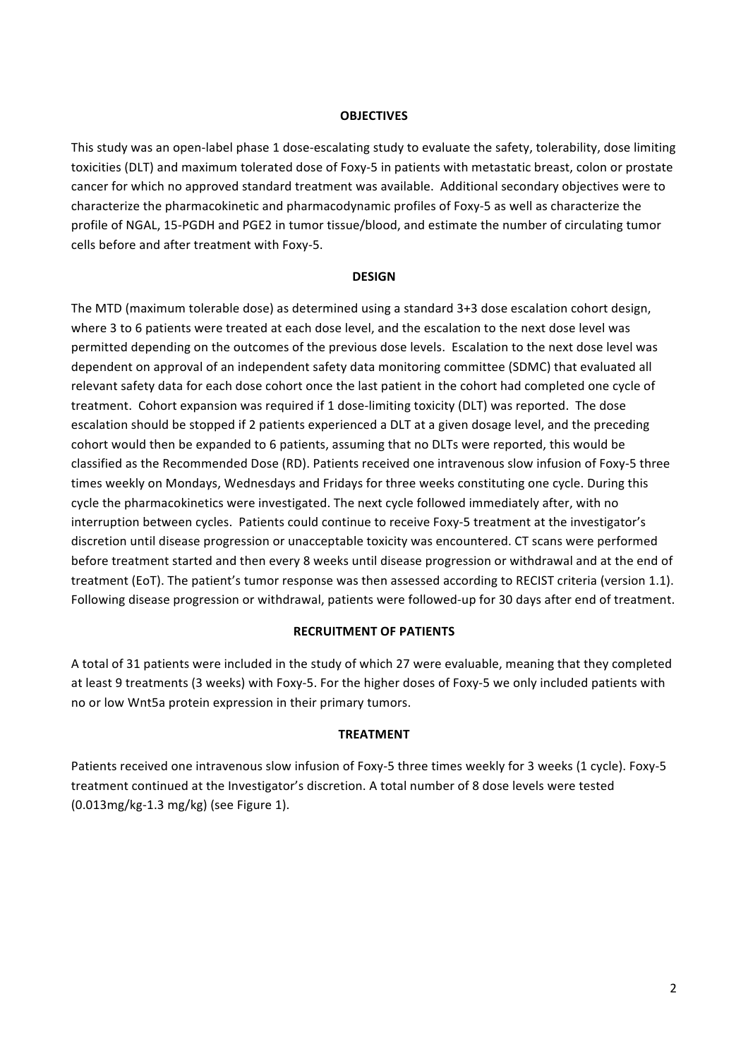## OBJECTIVES

This study was an open-label phase 1 dose-escalating study to evaluate the safety, tolerability, dose limiting toxicities (DLT) and maximum tolerated dose of Foxy-5 in patients with metastatic breast, colon or prostate cancer for which no approved standard treatment was available. Additional secondary objectives were to characterize the pharmacokinetic and pharmacodynamic profiles of Foxy-5 as well as characterize the profile of NGAL, 15-PGDH and PGE2 in tumor tissue/blood, and estimate the number of circulating tumor cells before and after treatment with Foxy-5.

## DESIGN

The MTD (maximum tolerable dose) as determined using a standard 3+3 dose escalation cohort design, where 3 to 6 patients were treated at each dose level, and the escalation to the next dose level was permitted depending on the outcomes of the previous dose levels. Escalation to the next dose level was dependent on approval of an independent safety data monitoring committee (SDMC) that evaluated all relevant safety data for each dose cohort once the last patient in the cohort had completed one cycle of treatment. Cohort expansion was required if 1 dose-limiting toxicity (DLT) was reported. The dose escalation should be stopped if 2 patients experienced a DLT at a given dosage level, and the preceding cohort would then be expanded to 6 patients, assuming that no DLTs were reported, this would be classified as the Recommended Dose (RD). Patients received one intravenous slow infusion of Foxy-5 three times weekly on Mondays, Wednesdays and Fridays for three weeks constituting one cycle. During this cycle the pharmacokinetics were investigated. The next cycle followed immediately after, with no interruption between cycles. Patients could continue to receive Foxy-5 treatment at the investigator's discretion until disease progression or unacceptable toxicity was encountered. CT scans were performed before treatment started and then every 8 weeks until disease progression or withdrawal and at the end of treatment (EoT). The patient's tumor response was then assessed according to RECIST criteria (version 1.1). Following disease progression or withdrawal, patients were followed-up for 30 days after end of treatment.

## RECRUITMENT OF PATIENTS

A total of 31 patients were included in the study of which 27 were evaluable, meaning that they completed at least 9 treatments (3 weeks) with Foxy-5. For the higher doses of Foxy-5 we only included patients with no or low Wnt5a protein expression in their primary tumors.

## TREATMENT

Patients received one intravenous slow infusion of Foxy-5 three times weekly for 3 weeks (1 cycle). Foxy-5 treatment continued at the Investigator's discretion. A total number of 8 dose levels were tested (0.013mg/kg-1.3 mg/kg) (see Figure 1).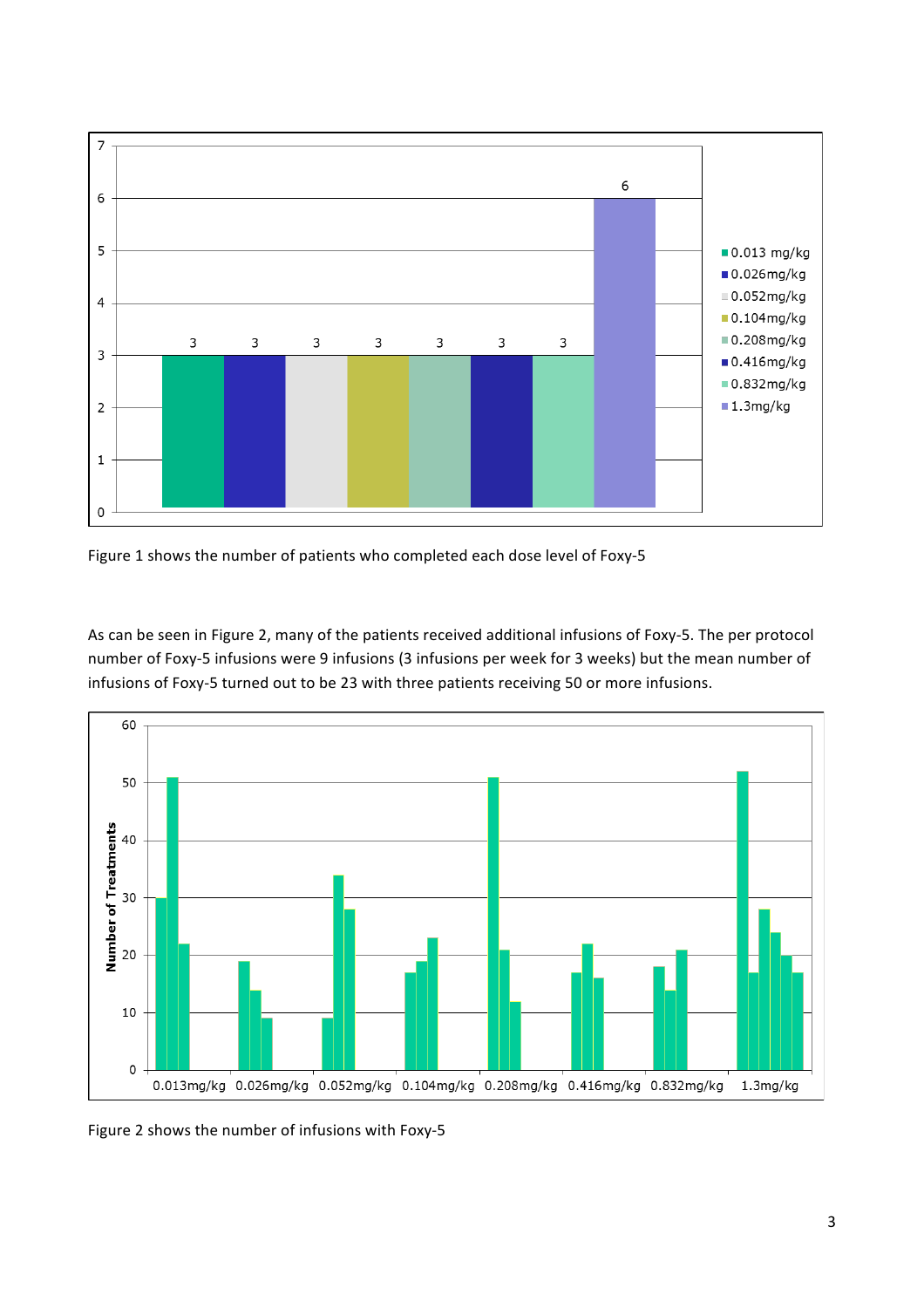Figure 1 shows the number of patients who completed each dose level of Foxy-5

As can be seen in Figure 2, many of the patients received additional infusions of Foxy-5. The per protocol number of Foxy-5 infusions were 9 infusions (3 infusions per week for 3 weeks) but the mean number of infusions of Foxy-5 turned out to be 23 with three patients receiving 50 or more infusions.

Figure 2 shows the number of infusions with Foxy-5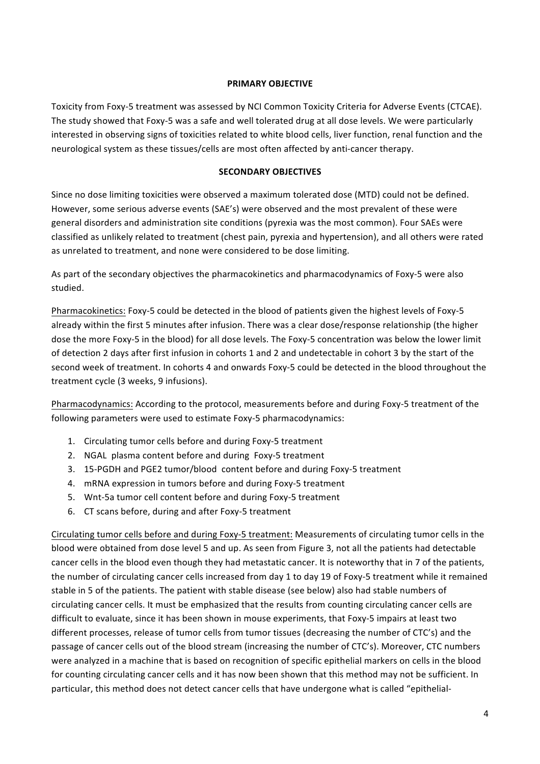## PRIMARY OBJECTIVE

Toxicity from Foxy-5 treatment was assessed by NCI Common Toxicity Criteria for Adverse Events (CTCAE). The study showed that Foxy-5 was a safe and well tolerated drug at all dose levels. We were particularly interested in observing signs of toxicities related to white blood cells, liver function, renal function and the neurological system as these tissues/cells are most often affected by anti-cancer therapy.

## SECONDARY OBJECTIVES

Since no dose limiting toxicities were observed a maximum tolerated dose (MTD) could not be defined. However, some serious adverse events (SAE's) were observed and the most prevalent of these were general disorders and administration site conditions (pyrexia was the most common). Four SAEs were classified as unlikely related to treatment (chest pain, pyrexia and hypertension), and all others were rated as unrelated to treatment, and none were considered to be dose limiting.

As part of the secondary objectives the pharmacokinetics and pharmacodynamics of Foxy-5 were also studied.

Pharmacokinetics: Foxy-5 could be detected in the blood of patients given the highest levels of Foxy-5 already within the first 5 minutes after infusion. There was a clear dose/response relationship (the higher dose the more Foxy-5 in the blood) for all dose levels. The Foxy-5 concentration was below the lower limit of detection 2 days after first infusion in cohorts 1 and 2 and undetectable in cohort 3 by the start of the second week of treatment. In cohorts 4 and onwards Foxy-5 could be detected in the blood throughout the treatment cycle (3 weeks, 9 infusions).

Pharmacodynamics: According to the protocol, measurements before and during Foxy-5 treatment of the following parameters were used to estimate Foxy-5 pharmacodynamics:

1. Circulating tumor cells before and during Foxy-5 treatment
2. NGAL plasma content before and during Foxy-5 treatment
3. 15-PGDH and PGE2 tumor/blood content before and during Foxy-5 treatment
4. mRNA expression in tumors before and during Foxy-5 treatment
5. Wnt-5a tumor cell content before and during Foxy-5 treatment
6. CT scans before, during and after Foxy-5 treatment

Circulating tumor cells before and during Foxy-5 treatment: Measurements of circulating tumor cells in the blood were obtained from dose level 5 and up. As seen from Figure 3, not all the patients had detectable cancer cells in the blood even though they had metastatic cancer. It is noteworthy that in 7 of the patients, the number of circulating cancer cells increased from day 1 to day 19 of Foxy-5 treatment while it remained stable in 5 of the patients. The patient with stable disease (see below) also had stable numbers of circulating cancer cells. It must be emphasized that the results from counting circulating cancer cells are difficult to evaluate, since it has been shown in mouse experiments, that Foxy-5 impairs at least two different processes, release of tumor cells from tumor tissues (decreasing the number of CTC's) and the passage of cancer cells out of the blood stream (increasing the number of CTC's). Moreover, CTC numbers were analyzed in a machine that is based on recognition of specific epithelial markers on cells in the blood for counting circulating cancer cells and it has now been shown that this method may not be sufficient. In particular, this method does not detect cancer cells that have undergone what is called "epithelial-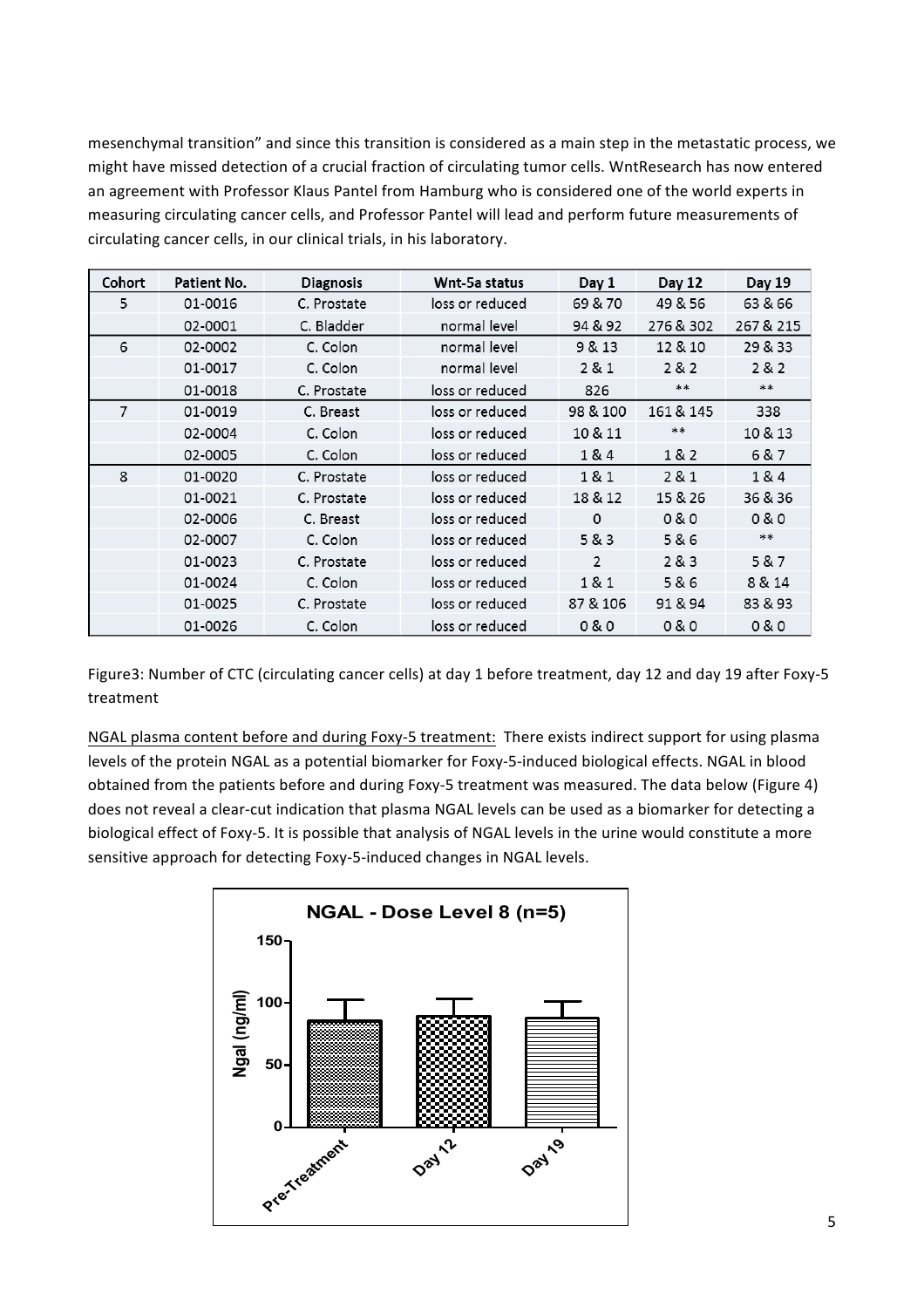mesenchymal transition" and since this transition is considered as a main step in the metastatic process, we might have missed detection of a crucial fraction of circulating tumor cells. WntResearch has now entered an agreement with Professor Klaus Pantel from Hamburg who is considered one of the world experts in measuring circulating cancer cells, and Professor Pantel will lead and perform future measurements of circulating cancer cells, in our clinical trials, in his laboratory.

| Cohort | Patient No. | Diagnosis | Wnt-5a status | Day 1 | Day 12 | Day 19 |
|---|---|---|---|---|---|---|
| 5 | 01-0016 | C. Prostate | loss or reduced | 69 & 70 | 49 & 56 | 63 & 66 |
| | 02-0001 | C. Bladder | normal level | 94 & 92 | 276 & 302 | 267 & 215 |
| 6 | 02-0002 | C. Colon | normal level | 9 & 13 | 12 & 10 | 29 & 33 |
| | 01-0017 | C. Colon | normal level | 2 & 1 | 2 & 2 | 2 & 2 |
| | 01-0018 | C. Prostate | loss or reduced | 826 | ** | ** |
| 7 | 01-0019 | C. Breast | loss or reduced | 98 & 100 | 161 & 145 | 338 |
| | 02-0004 | C. Colon | loss or reduced | 10 & 11 | ** | 10 & 13 |
| | 02-0005 | C. Colon | loss or reduced | 1 & 4 | 1 & 2 | 6 & 7 |
| 8 | 01-0020 | C. Prostate | loss or reduced | 1 & 1 | 2 & 1 | 1 & 4 |
| | 01-0021 | C. Prostate | loss or reduced | 18 & 12 | 15 & 26 | 36 & 36 |
| | 02-0006 | C. Breast | loss or reduced | 0 | 0 & 0 | 0 & 0 |
| | 02-0007 | C. Colon | loss or reduced | 5 & 3 | 5 & 6 | ** |
| | 01-0023 | C. Prostate | loss or reduced | 2 | 2 & 3 | 5 & 7 |
| | 01-0024 | C. Colon | loss or reduced | 1 & 1 | 5 & 6 | 8 & 14 |
| | 01-0025 | C. Prostate | loss or reduced | 87 & 106 | 91 & 94 | 83 & 93 |
| | 01-0026 | C. Colon | loss or reduced | 0 & 0 | 0 & 0 | 0 & 0 |

Figure3: Number of CTC (circulating cancer cells) at day 1 before treatment, day 12 and day 19 after Foxy-5 treatment

NGAL plasma content before and during Foxy-5 treatment: There exists indirect support for using plasma levels of the protein NGAL as a potential biomarker for Foxy-5-induced biological effects. NGAL in blood obtained from the patients before and during Foxy-5 treatment was measured. The data below (Figure 4) does not reveal a clear-cut indication that plasma NGAL levels can be used as a biomarker for detecting a biological effect of Foxy-5. It is possible that analysis of NGAL levels in the urine would constitute a more sensitive approach for detecting Foxy-5-induced changes in NGAL levels.

**NGAL - Dose Level 8 (n=5)**

Ngal (ng/ml): Pre-Treatment, Day 12, Day 19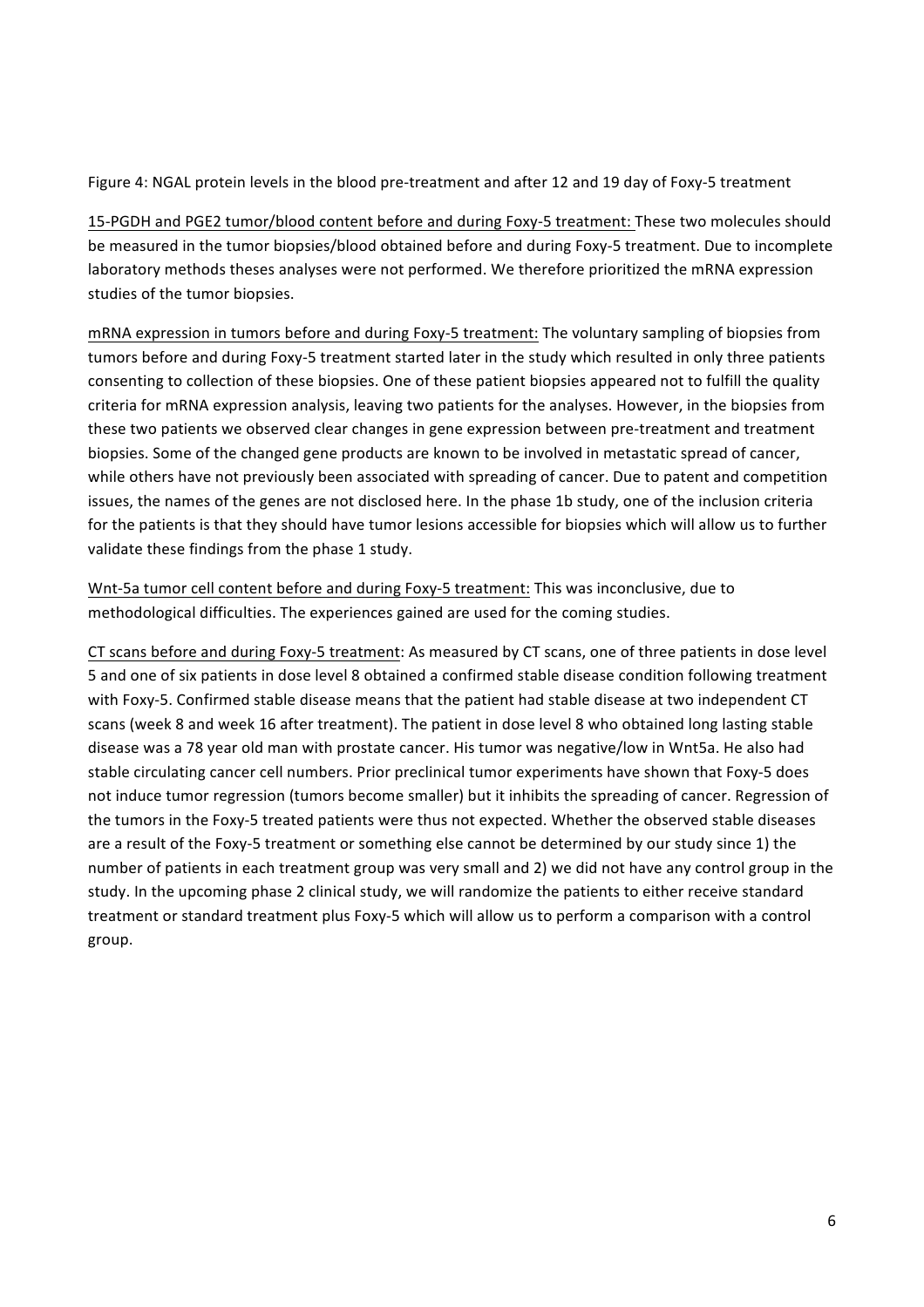Figure 4: NGAL protein levels in the blood pre-treatment and after 12 and 19 day of Foxy-5 treatment

15-PGDH and PGE2 tumor/blood content before and during Foxy-5 treatment: These two molecules should be measured in the tumor biopsies/blood obtained before and during Foxy-5 treatment. Due to incomplete laboratory methods theses analyses were not performed. We therefore prioritized the mRNA expression studies of the tumor biopsies.

mRNA expression in tumors before and during Foxy-5 treatment: The voluntary sampling of biopsies from tumors before and during Foxy-5 treatment started later in the study which resulted in only three patients consenting to collection of these biopsies. One of these patient biopsies appeared not to fulfill the quality criteria for mRNA expression analysis, leaving two patients for the analyses. However, in the biopsies from these two patients we observed clear changes in gene expression between pre-treatment and treatment biopsies. Some of the changed gene products are known to be involved in metastatic spread of cancer, while others have not previously been associated with spreading of cancer. Due to patent and competition issues, the names of the genes are not disclosed here. In the phase 1b study, one of the inclusion criteria for the patients is that they should have tumor lesions accessible for biopsies which will allow us to further validate these findings from the phase 1 study.

Wnt-5a tumor cell content before and during Foxy-5 treatment: This was inconclusive, due to methodological difficulties. The experiences gained are used for the coming studies.

CT scans before and during Foxy-5 treatment: As measured by CT scans, one of three patients in dose level 5 and one of six patients in dose level 8 obtained a confirmed stable disease condition following treatment with Foxy-5. Confirmed stable disease means that the patient had stable disease at two independent CT scans (week 8 and week 16 after treatment). The patient in dose level 8 who obtained long lasting stable disease was a 78 year old man with prostate cancer. His tumor was negative/low in Wnt5a. He also had stable circulating cancer cell numbers. Prior preclinical tumor experiments have shown that Foxy-5 does not induce tumor regression (tumors become smaller) but it inhibits the spreading of cancer. Regression of the tumors in the Foxy-5 treated patients were thus not expected. Whether the observed stable diseases are a result of the Foxy-5 treatment or something else cannot be determined by our study since 1) the number of patients in each treatment group was very small and 2) we did not have any control group in the study. In the upcoming phase 2 clinical study, we will randomize the patients to either receive standard treatment or standard treatment plus Foxy-5 which will allow us to perform a comparison with a control group.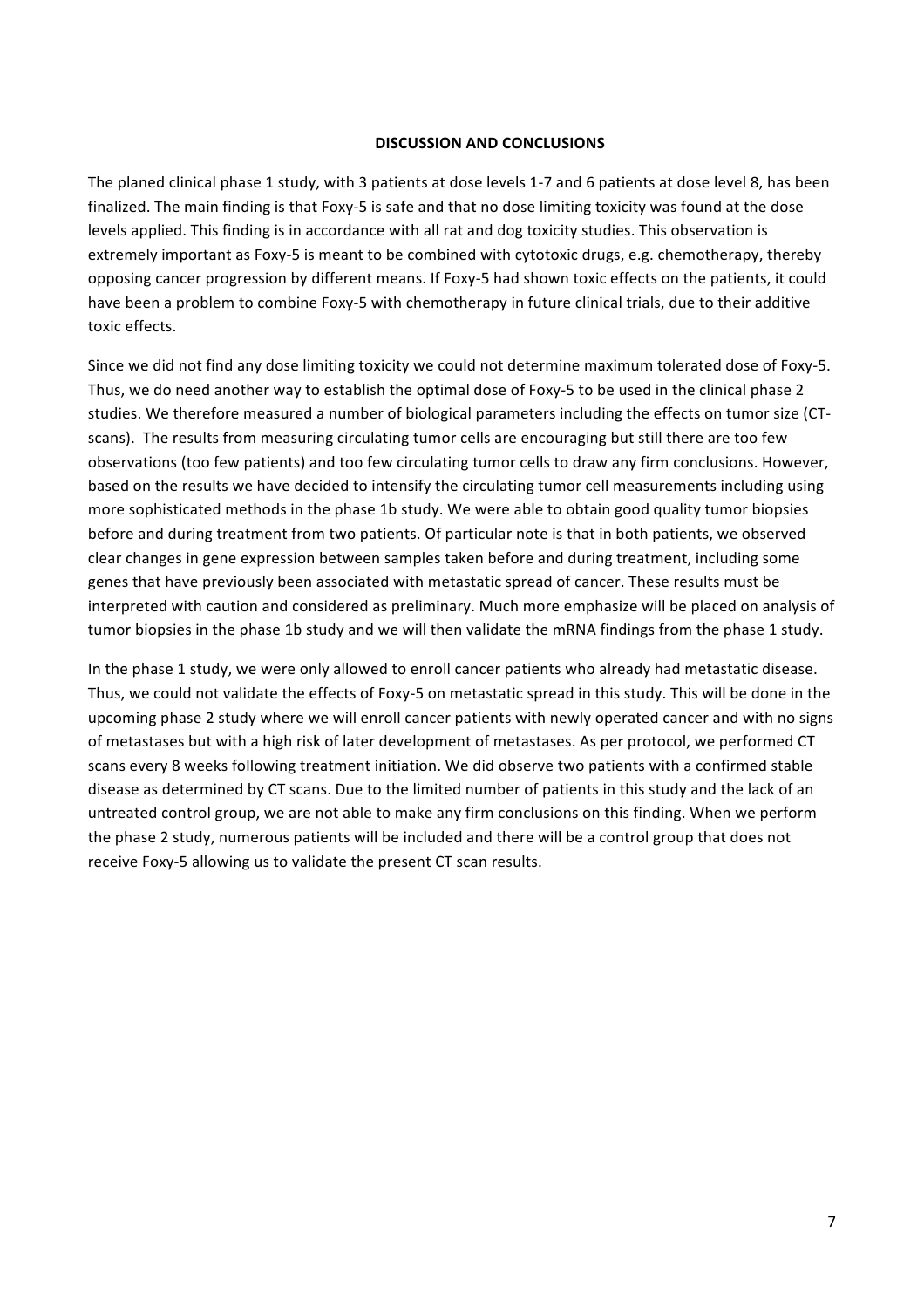## DISCUSSION AND CONCLUSIONS

The planed clinical phase 1 study, with 3 patients at dose levels 1-7 and 6 patients at dose level 8, has been finalized. The main finding is that Foxy-5 is safe and that no dose limiting toxicity was found at the dose levels applied. This finding is in accordance with all rat and dog toxicity studies. This observation is extremely important as Foxy-5 is meant to be combined with cytotoxic drugs, e.g. chemotherapy, thereby opposing cancer progression by different means. If Foxy-5 had shown toxic effects on the patients, it could have been a problem to combine Foxy-5 with chemotherapy in future clinical trials, due to their additive toxic effects.

Since we did not find any dose limiting toxicity we could not determine maximum tolerated dose of Foxy-5. Thus, we do need another way to establish the optimal dose of Foxy-5 to be used in the clinical phase 2 studies. We therefore measured a number of biological parameters including the effects on tumor size (CT-scans). The results from measuring circulating tumor cells are encouraging but still there are too few observations (too few patients) and too few circulating tumor cells to draw any firm conclusions. However, based on the results we have decided to intensify the circulating tumor cell measurements including using more sophisticated methods in the phase 1b study. We were able to obtain good quality tumor biopsies before and during treatment from two patients. Of particular note is that in both patients, we observed clear changes in gene expression between samples taken before and during treatment, including some genes that have previously been associated with metastatic spread of cancer. These results must be interpreted with caution and considered as preliminary. Much more emphasize will be placed on analysis of tumor biopsies in the phase 1b study and we will then validate the mRNA findings from the phase 1 study.

In the phase 1 study, we were only allowed to enroll cancer patients who already had metastatic disease. Thus, we could not validate the effects of Foxy-5 on metastatic spread in this study. This will be done in the upcoming phase 2 study where we will enroll cancer patients with newly operated cancer and with no signs of metastases but with a high risk of later development of metastases. As per protocol, we performed CT scans every 8 weeks following treatment initiation. We did observe two patients with a confirmed stable disease as determined by CT scans. Due to the limited number of patients in this study and the lack of an untreated control group, we are not able to make any firm conclusions on this finding. When we perform the phase 2 study, numerous patients will be included and there will be a control group that does not receive Foxy-5 allowing us to validate the present CT scan results.